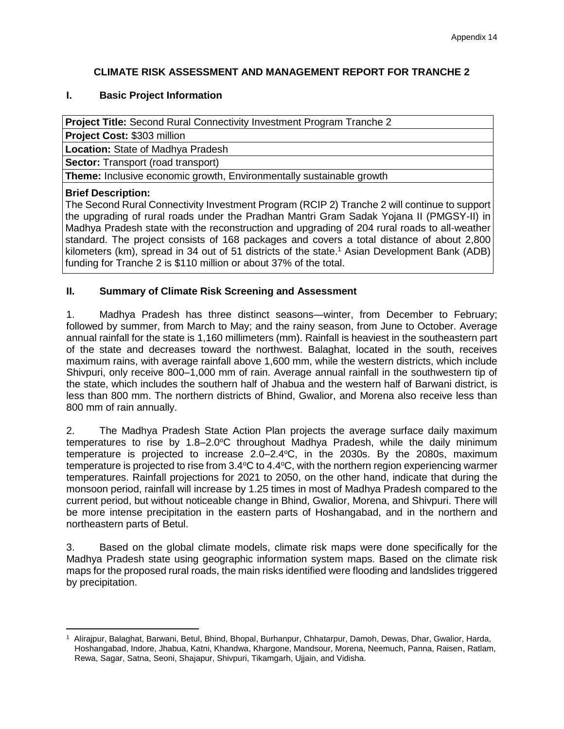# CLIMATE RISK ASSESSMENT AND MANAGEMENT REPORT FOR TRANCHE 2

## I. Basic Project Information

| **Project Title:** Second Rural Connectivity Investment Program Tranche 2 |
|---|
| **Project Cost:** \$303 million |
| **Location:** State of Madhya Pradesh |
| **Sector:** Transport (road transport) |
| **Theme:** Inclusive economic growth, Environmentally sustainable growth |
| **Brief Description:** The Second Rural Connectivity Investment Program (RCIP 2) Tranche 2 will continue to support the upgrading of rural roads under the Pradhan Mantri Gram Sadak Yojana II (PMGSY-II) in Madhya Pradesh state with the reconstruction and upgrading of 204 rural roads to all-weather standard. The project consists of 168 packages and covers a total distance of about 2,800 kilometers (km), spread in 34 out of 51 districts of the state.[1] Asian Development Bank (ADB) funding for Tranche 2 is \$110 million or about 37% of the total. |

## II. Summary of Climate Risk Screening and Assessment

1. Madhya Pradesh has three distinct seasons—winter, from December to February; followed by summer, from March to May; and the rainy season, from June to October. Average annual rainfall for the state is 1,160 millimeters (mm). Rainfall is heaviest in the southeastern part of the state and decreases toward the northwest. Balaghat, located in the south, receives maximum rains, with average rainfall above 1,600 mm, while the western districts, which include Shivpuri, only receive 800–1,000 mm of rain. Average annual rainfall in the southwestern tip of the state, which includes the southern half of Jhabua and the western half of Barwani district, is less than 800 mm. The northern districts of Bhind, Gwalior, and Morena also receive less than 800 mm of rain annually.

2. The Madhya Pradesh State Action Plan projects the average surface daily maximum temperatures to rise by 1.8–2.0$^{o}$C throughout Madhya Pradesh, while the daily minimum temperature is projected to increase 2.0–2.4$^{o}$C, in the 2030s. By the 2080s, maximum temperature is projected to rise from 3.4$^{o}$C to 4.4$^{o}$C, with the northern region experiencing warmer temperatures. Rainfall projections for 2021 to 2050, on the other hand, indicate that during the monsoon period, rainfall will increase by 1.25 times in most of Madhya Pradesh compared to the current period, but without noticeable change in Bhind, Gwalior, Morena, and Shivpuri. There will be more intense precipitation in the eastern parts of Hoshangabad, and in the northern and northeastern parts of Betul.

3. Based on the global climate models, climate risk maps were done specifically for the Madhya Pradesh state using geographic information system maps. Based on the climate risk maps for the proposed rural roads, the main risks identified were flooding and landslides triggered by precipitation.

---

[1] Alirajpur, Balaghat, Barwani, Betul, Bhind, Bhopal, Burhanpur, Chhatarpur, Damoh, Dewas, Dhar, Gwalior, Harda, Hoshangabad, Indore, Jhabua, Katni, Khandwa, Khargone, Mandsour, Morena, Neemuch, Panna, Raisen, Ratlam, Rewa, Sagar, Satna, Seoni, Shajapur, Shivpuri, Tikamgarh, Ujjain, and Vidisha.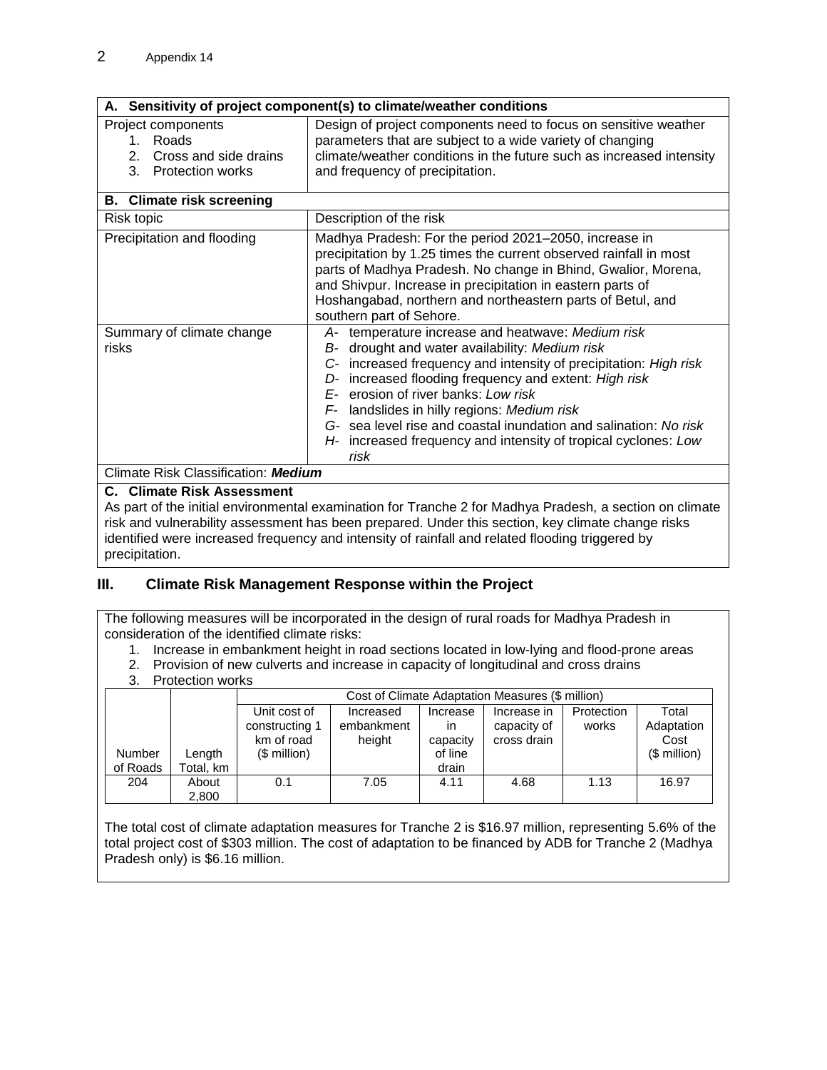| **A. Sensitivity of project component(s) to climate/weather conditions** | |
|---|---|
| Project components<br>1. Roads<br>2. Cross and side drains<br>3. Protection works | Design of project components need to focus on sensitive weather parameters that are subject to a wide variety of changing climate/weather conditions in the future such as increased intensity and frequency of precipitation. |
| **B. Climate risk screening** | |
| Risk topic | Description of the risk |
| Precipitation and flooding | Madhya Pradesh: For the period 2021–2050, increase in precipitation by 1.25 times the current observed rainfall in most parts of Madhya Pradesh. No change in Bhind, Gwalior, Morena, and Shivpur. Increase in precipitation in eastern parts of Hoshangabad, northern and northeastern parts of Betul, and southern part of Sehore. |
| Summary of climate change risks | *A-* temperature increase and heatwave: *Medium risk*<br>*B-* drought and water availability: *Medium risk*<br>*C-* increased frequency and intensity of precipitation: *High risk*<br>*D-* increased flooding frequency and extent: *High risk*<br>*E-* erosion of river banks: *Low risk*<br>*F-* landslides in hilly regions: *Medium risk*<br>*G-* sea level rise and coastal inundation and salination: *No risk*<br>*H-* increased frequency and intensity of tropical cyclones: *Low risk* |
| Climate Risk Classification: ***Medium*** | |

**C. Climate Risk Assessment**

As part of the initial environmental examination for Tranche 2 for Madhya Pradesh, a section on climate risk and vulnerability assessment has been prepared. Under this section, key climate change risks identified were increased frequency and intensity of rainfall and related flooding triggered by precipitation.

## III. Climate Risk Management Response within the Project

The following measures will be incorporated in the design of rural roads for Madhya Pradesh in consideration of the identified climate risks:

1. Increase in embankment height in road sections located in low-lying and flood-prone areas
2. Provision of new culverts and increase in capacity of longitudinal and cross drains
3. Protection works

| | | Cost of Climate Adaptation Measures ($ million) | | | | | |
|---|---|---|---|---|---|---|---|
| Number of Roads | Length Total, km | Unit cost of constructing 1 km of road ($ million) | Increased embankment height | Increase in capacity of line drain | Increase in capacity of cross drain | Protection works | Total Adaptation Cost ($ million) |
| 204 | About 2,800 | 0.1 | 7.05 | 4.11 | 4.68 | 1.13 | 16.97 |

The total cost of climate adaptation measures for Tranche 2 is $16.97 million, representing 5.6% of the total project cost of $303 million. The cost of adaptation to be financed by ADB for Tranche 2 (Madhya Pradesh only) is $6.16 million.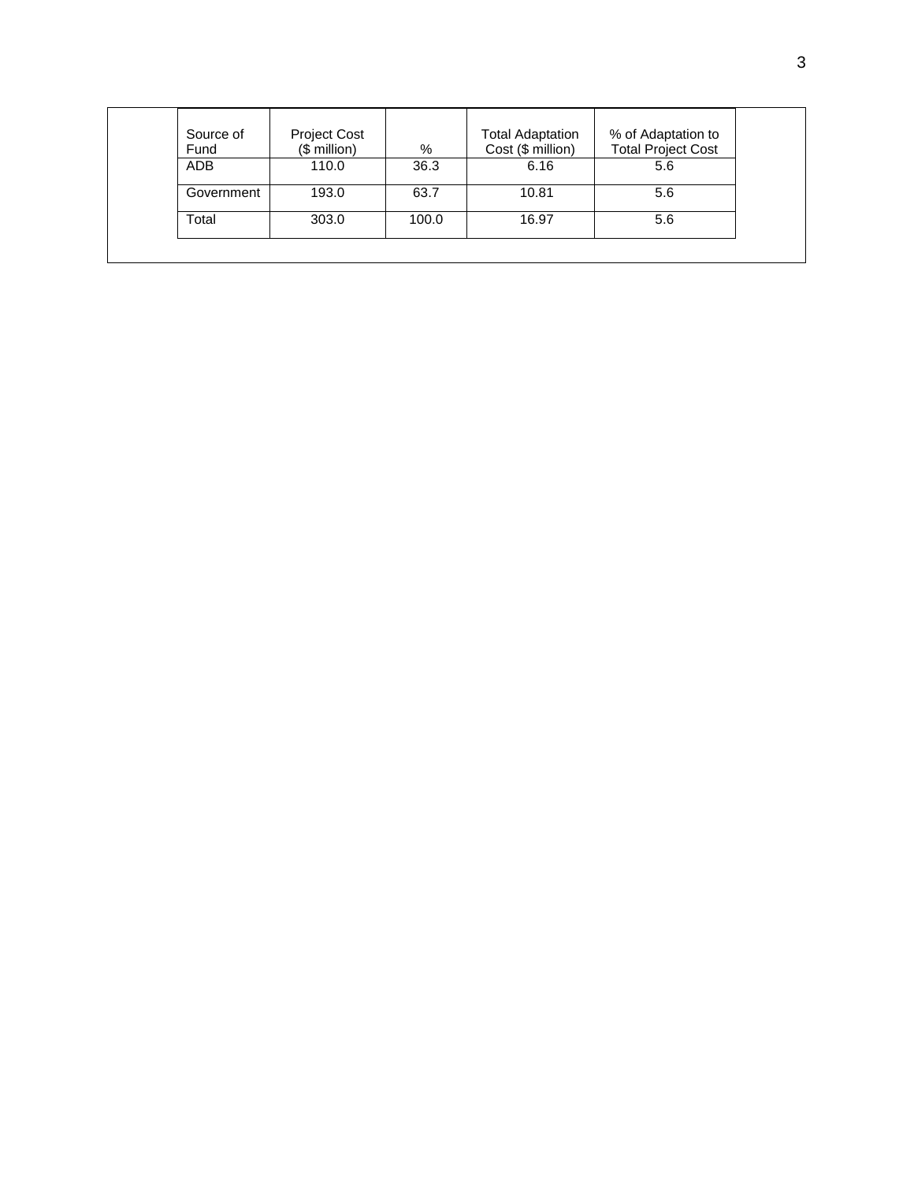| Source of Fund | Project Cost ($ million) | % | Total Adaptation Cost ($ million) | % of Adaptation to Total Project Cost |
|---|---|---|---|---|
| ADB | 110.0 | 36.3 | 6.16 | 5.6 |
| Government | 193.0 | 63.7 | 10.81 | 5.6 |
| Total | 303.0 | 100.0 | 16.97 | 5.6 |